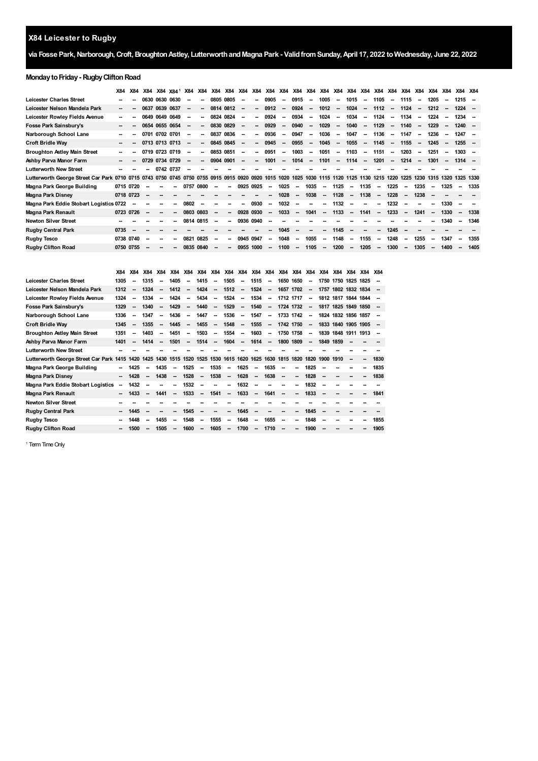## X84 Leicester to Rugby

**via Fosse Park, Narborough, Croft, Broughton Astley, Lutterworth and Magna Park - Valid from Sunday, April 17, 2022 to Wednesday, June 22, 2022**

### Monday to Friday - Rugby Clifton Road

| | X84 | X84 | X84 | X84 | X84 [1] | X84 | X84 | X84 | X84 | X84 | X84 | X84 | X84 | X84 | X84 | X84 | X84 | X84 | X84 | X84 | X84 | X84 | X84 | X84 | X84 | X84 | X84 |
|---|---|---|---|---|---|---|---|---|---|---|---|---|---|---|---|---|---|---|---|---|---|---|---|---|---|---|---|
| **Leicester Charles Street** | -- | -- | 0630 | 0630 | 0630 | -- | -- | 0805 | 0805 | -- | -- | 0905 | -- | 0915 | -- | 1005 | -- | 1015 | -- | 1105 | -- | 1115 | -- | 1205 | -- | 1215 | -- |
| **Leicester Nelson Mandela Park** | -- | -- | 0637 | 0639 | 0637 | -- | -- | 0814 | 0812 | -- | -- | 0912 | -- | 0924 | -- | 1012 | -- | 1024 | -- | 1112 | -- | 1124 | -- | 1212 | -- | 1224 | -- |
| **Leicester Rowley Fields Avenue** | -- | -- | 0649 | 0649 | 0649 | -- | -- | 0824 | 0824 | -- | -- | 0924 | -- | 0934 | -- | 1024 | -- | 1034 | -- | 1124 | -- | 1134 | -- | 1224 | -- | 1234 | -- |
| **Fosse Park Sainsbury's** | -- | -- | 0654 | 0655 | 0654 | -- | -- | 0830 | 0829 | -- | -- | 0929 | -- | 0940 | -- | 1029 | -- | 1040 | -- | 1129 | -- | 1140 | -- | 1229 | -- | 1240 | -- |
| **Narborough School Lane** | -- | -- | 0701 | 0702 | 0701 | -- | -- | 0837 | 0836 | -- | -- | 0936 | -- | 0947 | -- | 1036 | -- | 1047 | -- | 1136 | -- | 1147 | -- | 1236 | -- | 1247 | -- |
| **Croft Bridle Way** | -- | -- | 0713 | 0713 | 0713 | -- | -- | 0845 | 0845 | -- | -- | 0945 | -- | 0955 | -- | 1045 | -- | 1055 | -- | 1145 | -- | 1155 | -- | 1245 | -- | 1255 | -- |
| **Broughton Astley Main Street** | -- | -- | 0719 | 0723 | 0719 | -- | -- | 0853 | 0851 | -- | -- | 0951 | -- | 1003 | -- | 1051 | -- | 1103 | -- | 1151 | -- | 1203 | -- | 1251 | -- | 1303 | -- |
| **Ashby Parva Manor Farm** | -- | -- | 0729 | 0734 | 0729 | -- | -- | 0904 | 0901 | -- | -- | 1001 | -- | 1014 | -- | 1101 | -- | 1114 | -- | 1201 | -- | 1214 | -- | 1301 | -- | 1314 | -- |
| **Lutterworth New Street** | -- | -- | -- | 0742 | 0737 | -- | -- | -- | -- | -- | -- | -- | -- | -- | -- | -- | -- | -- | -- | -- | -- | -- | -- | -- | -- | -- | -- |
| **Lutterworth George Street Car Park** | 0710 | 0715 | 0743 | 0750 | 0745 | 0750 | 0755 | 0915 | 0915 | 0920 | 0920 | 1015 | 1020 | 1025 | 1030 | 1115 | 1120 | 1125 | 1130 | 1215 | 1220 | 1225 | 1230 | 1315 | 1320 | 1325 | 1330 |
| **Magna Park George Building** | 0715 | 0720 | -- | -- | -- | 0757 | 0800 | -- | -- | 0925 | 0925 | -- | 1025 | -- | 1035 | -- | 1125 | -- | 1135 | -- | 1225 | -- | 1235 | -- | 1325 | -- | 1335 |
| **Magna Park Disney** | 0718 | 0723 | -- | -- | -- | -- | -- | -- | -- | -- | -- | -- | 1028 | -- | 1038 | -- | 1128 | -- | 1138 | -- | 1228 | -- | 1238 | -- | -- | -- | -- |
| **Magna Park Eddie Stobart Logistics** | 0722 | -- | -- | -- | -- | 0802 | -- | -- | -- | -- | 0930 | -- | 1032 | -- | -- | -- | 1132 | -- | -- | -- | 1232 | -- | -- | -- | 1330 | -- | -- |
| **Magna Park Renault** | 0723 | 0726 | -- | -- | -- | 0803 | 0803 | -- | -- | 0928 | 0930 | -- | 1033 | -- | 1041 | -- | 1133 | -- | 1141 | -- | 1233 | -- | 1241 | -- | 1330 | -- | 1338 |
| **Newton Silver Street** | -- | -- | -- | -- | -- | 0814 | 0815 | -- | -- | 0936 | 0940 | -- | -- | -- | -- | -- | -- | -- | -- | -- | -- | -- | -- | -- | 1340 | -- | 1346 |
| **Rugby Central Park** | 0735 | -- | -- | -- | -- | -- | -- | -- | -- | -- | -- | -- | 1045 | -- | -- | -- | 1145 | -- | -- | -- | 1245 | -- | -- | -- | -- | -- | -- |
| **Rugby Tesco** | 0738 | 0740 | -- | -- | -- | 0821 | 0825 | -- | -- | 0945 | 0947 | -- | 1048 | -- | 1055 | -- | 1148 | -- | 1155 | -- | 1248 | -- | 1255 | -- | 1347 | -- | 1355 |
| **Rugby Clifton Road** | 0750 | 0755 | -- | -- | -- | 0835 | 0840 | -- | -- | 0955 | 1000 | -- | 1100 | -- | 1105 | -- | 1200 | -- | 1205 | -- | 1300 | -- | 1305 | -- | 1400 | -- | 1405 |

| | X84 | X84 | X84 | X84 | X84 | X84 | X84 | X84 | X84 | X84 | X84 | X84 | X84 | X84 | X84 | X84 | X84 | X84 | X84 | X84 |
|---|---|---|---|---|---|---|---|---|---|---|---|---|---|---|---|---|---|---|---|---|
| **Leicester Charles Street** | 1305 | -- | 1315 | -- | 1405 | -- | 1415 | -- | 1505 | -- | 1515 | -- | 1650 | 1650 | -- | 1750 | 1750 | 1825 | 1825 | -- |
| **Leicester Nelson Mandela Park** | 1312 | -- | 1324 | -- | 1412 | -- | 1424 | -- | 1512 | -- | 1524 | -- | 1657 | 1702 | -- | 1757 | 1802 | 1832 | 1834 | -- |
| **Leicester Rowley Fields Avenue** | 1324 | -- | 1334 | -- | 1424 | -- | 1434 | -- | 1524 | -- | 1534 | -- | 1712 | 1717 | -- | 1812 | 1817 | 1844 | 1844 | -- |
| **Fosse Park Sainsbury's** | 1329 | -- | 1340 | -- | 1429 | -- | 1440 | -- | 1529 | -- | 1540 | -- | 1724 | 1732 | -- | 1817 | 1825 | 1849 | 1850 | -- |
| **Narborough School Lane** | 1336 | -- | 1347 | -- | 1436 | -- | 1447 | -- | 1536 | -- | 1547 | -- | 1733 | 1742 | -- | 1824 | 1832 | 1856 | 1857 | -- |
| **Croft Bridle Way** | 1345 | -- | 1355 | -- | 1445 | -- | 1455 | -- | 1548 | -- | 1555 | -- | 1742 | 1750 | -- | 1833 | 1840 | 1905 | 1905 | -- |
| **Broughton Astley Main Street** | 1351 | -- | 1403 | -- | 1451 | -- | 1503 | -- | 1554 | -- | 1603 | -- | 1750 | 1758 | -- | 1839 | 1848 | 1911 | 1913 | -- |
| **Ashby Parva Manor Farm** | 1401 | -- | 1414 | -- | 1501 | -- | 1514 | -- | 1604 | -- | 1614 | -- | 1800 | 1809 | -- | 1849 | 1859 | -- | -- | -- |
| **Lutterworth New Street** | -- | -- | -- | -- | -- | -- | -- | -- | -- | -- | -- | -- | -- | -- | -- | -- | -- | -- | -- | -- |
| **Lutterworth George Street Car Park** | 1415 | 1420 | 1425 | 1430 | 1515 | 1520 | 1525 | 1530 | 1615 | 1620 | 1625 | 1630 | 1815 | 1820 | 1820 | 1900 | 1910 | -- | -- | 1830 |
| **Magna Park George Building** | -- | 1425 | -- | 1435 | -- | 1525 | -- | 1535 | -- | 1625 | -- | 1635 | -- | -- | 1825 | -- | -- | -- | -- | 1835 |
| **Magna Park Disney** | -- | 1428 | -- | 1438 | -- | 1528 | -- | 1538 | -- | 1628 | -- | 1638 | -- | -- | 1828 | -- | -- | -- | -- | 1838 |
| **Magna Park Eddie Stobart Logistics** | -- | 1432 | -- | -- | -- | 1532 | -- | -- | -- | 1632 | -- | -- | -- | -- | 1832 | -- | -- | -- | -- | -- |
| **Magna Park Renault** | -- | 1433 | -- | 1441 | -- | 1533 | -- | 1541 | -- | 1633 | -- | 1641 | -- | -- | 1833 | -- | -- | -- | -- | 1841 |
| **Newton Silver Street** | -- | -- | -- | -- | -- | -- | -- | -- | -- | -- | -- | -- | -- | -- | -- | -- | -- | -- | -- | -- |
| **Rugby Central Park** | -- | 1445 | -- | -- | -- | 1545 | -- | -- | -- | 1645 | -- | -- | -- | -- | 1845 | -- | -- | -- | -- | -- |
| **Rugby Tesco** | -- | 1448 | -- | 1455 | -- | 1548 | -- | 1555 | -- | 1648 | -- | 1655 | -- | -- | 1848 | -- | -- | -- | -- | 1855 |
| **Rugby Clifton Road** | -- | 1500 | -- | 1505 | -- | 1600 | -- | 1605 | -- | 1700 | -- | 1710 | -- | -- | 1900 | -- | -- | -- | -- | 1905 |

[1] Term Time Only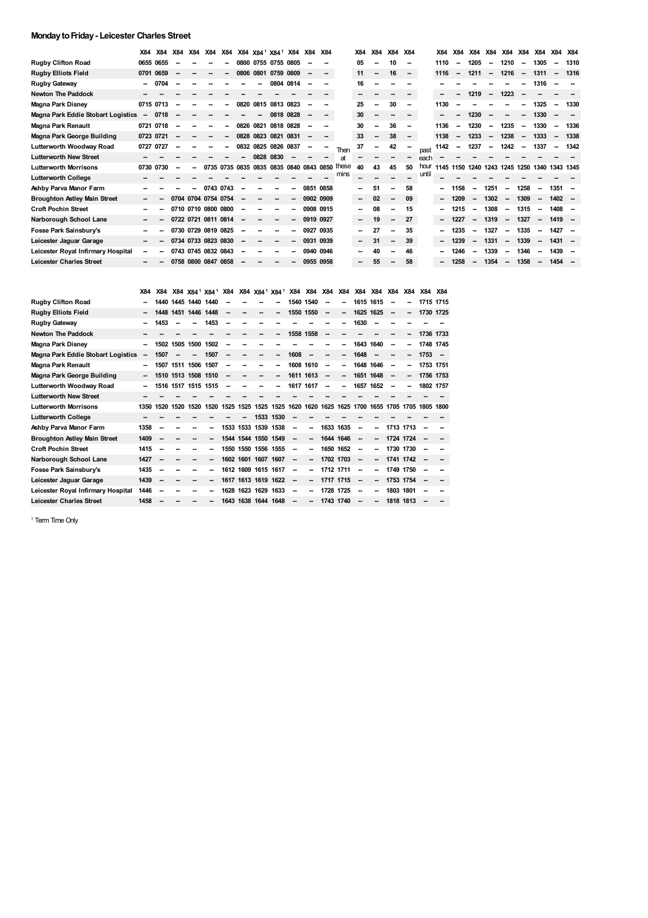## Monday to Friday - Leicester Charles Street

| | X84 | X84 | X84 | X84 | X84 | X84 | X84 | X84[1] | X84[1] | X84 | X84 | X84 | | X84 | X84 | X84 | X84 | | X84 | X84 | X84 | X84 | X84 | X84 | X84 | X84 | X84 |
|---|---|---|---|---|---|---|---|---|---|---|---|---|---|---|---|---|---|---|---|---|---|---|---|---|---|---|---|
| Rugby Clifton Road | 0655 | 0655 | -- | -- | -- | -- | 0800 | 0755 | 0755 | 0805 | -- | -- | | 05 | -- | 10 | -- | | 1110 | -- | 1205 | -- | 1210 | -- | 1305 | -- | 1310 |
| Rugby Elliots Field | 0701 | 0659 | -- | -- | -- | -- | 0806 | 0801 | 0759 | 0809 | -- | -- | | 11 | -- | 16 | -- | | 1116 | -- | 1211 | -- | 1216 | -- | 1311 | -- | 1316 |
| Rugby Gateway | -- | 0704 | -- | -- | -- | -- | -- | -- | 0804 | 0814 | -- | -- | | 16 | -- | -- | -- | | -- | -- | -- | -- | -- | -- | 1316 | -- | -- |
| Newton The Paddock | -- | -- | -- | -- | -- | -- | -- | -- | -- | -- | -- | -- | | -- | -- | -- | -- | | -- | -- | 1219 | -- | 1223 | -- | -- | -- | -- |
| Magna Park Disney | 0715 | 0713 | -- | -- | -- | -- | 0820 | 0815 | 0813 | 0823 | -- | -- | | 25 | -- | 30 | -- | | 1130 | -- | -- | -- | -- | -- | 1325 | -- | 1330 |
| Magna Park Eddie Stobart Logistics | -- | 0718 | -- | -- | -- | -- | -- | -- | 0818 | 0828 | -- | -- | | 30 | -- | -- | -- | | -- | -- | 1230 | -- | -- | -- | 1330 | -- | -- |
| Magna Park Renault | 0721 | 0718 | -- | -- | -- | -- | 0826 | 0821 | 0818 | 0828 | -- | -- | | 30 | -- | 36 | -- | | 1136 | -- | 1230 | -- | 1235 | -- | 1330 | -- | 1336 |
| Magna Park George Building | 0723 | 0721 | -- | -- | -- | -- | 0828 | 0823 | 0821 | 0831 | -- | -- | | 33 | -- | 38 | -- | | 1138 | -- | 1233 | -- | 1238 | -- | 1333 | -- | 1338 |
| Lutterworth Woodway Road | 0727 | 0727 | -- | -- | -- | -- | 0832 | 0825 | 0826 | 0837 | -- | -- | Then | 37 | -- | 42 | -- | past | 1142 | -- | 1237 | -- | 1242 | -- | 1337 | -- | 1342 |
| Lutterworth New Street | -- | -- | -- | -- | -- | -- | -- | 0828 | 0830 | -- | -- | -- | at | -- | -- | -- | -- | each | -- | -- | -- | -- | -- | -- | -- | -- | -- |
| Lutterworth Morrisons | 0730 | 0730 | -- | -- | 0735 | 0735 | 0835 | 0835 | 0835 | 0840 | 0843 | 0850 | these | 40 | 43 | 45 | 50 | hour | 1145 | 1150 | 1240 | 1243 | 1245 | 1250 | 1340 | 1343 | 1345 |
| Lutterworth College | -- | -- | -- | -- | -- | -- | -- | -- | -- | -- | -- | -- | mins | -- | -- | -- | -- | until | -- | -- | -- | -- | -- | -- | -- | -- | -- |
| Ashby Parva Manor Farm | -- | -- | -- | -- | 0743 | 0743 | -- | -- | -- | -- | 0851 | 0858 | | -- | 51 | -- | 58 | | -- | 1158 | -- | 1251 | -- | 1258 | -- | 1351 | -- |
| Broughton Astley Main Street | -- | -- | 0704 | 0704 | 0754 | 0754 | -- | -- | -- | -- | 0902 | 0909 | | -- | 02 | -- | 09 | | -- | 1209 | -- | 1302 | -- | 1309 | -- | 1402 | -- |
| Croft Pochin Street | -- | -- | 0710 | 0710 | 0800 | 0800 | -- | -- | -- | -- | 0908 | 0915 | | -- | 08 | -- | 15 | | -- | 1215 | -- | 1308 | -- | 1315 | -- | 1408 | -- |
| Narborough School Lane | -- | -- | 0722 | 0721 | 0811 | 0814 | -- | -- | -- | -- | 0919 | 0927 | | -- | 19 | -- | 27 | | -- | 1227 | -- | 1319 | -- | 1327 | -- | 1419 | -- |
| Fosse Park Sainsbury's | -- | -- | 0730 | 0729 | 0819 | 0825 | -- | -- | -- | -- | 0927 | 0935 | | -- | 27 | -- | 35 | | -- | 1235 | -- | 1327 | -- | 1335 | -- | 1427 | -- |
| Leicester Jaguar Garage | -- | -- | 0734 | 0733 | 0823 | 0830 | -- | -- | -- | -- | 0931 | 0939 | | -- | 31 | -- | 39 | | -- | 1239 | -- | 1331 | -- | 1339 | -- | 1431 | -- |
| Leicester Royal Infirmary Hospital | -- | -- | 0743 | 0745 | 0832 | 0843 | -- | -- | -- | -- | 0940 | 0946 | | -- | 40 | -- | 46 | | -- | 1246 | -- | 1339 | -- | 1346 | -- | 1439 | -- |
| Leicester Charles Street | -- | -- | 0758 | 0800 | 0847 | 0858 | -- | -- | -- | -- | 0955 | 0958 | | -- | 55 | -- | 58 | | -- | 1258 | -- | 1354 | -- | 1358 | -- | 1454 | -- |

| | X84 | X84 | X84 | X84[1] | X84[1] | X84 | X84 | X84[1] | X84[1] | X84 | X84 | X84 | X84 | X84 | X84 | X84 | X84 | X84 | X84 |
|---|---|---|---|---|---|---|---|---|---|---|---|---|---|---|---|---|---|---|---|
| Rugby Clifton Road | -- | 1440 | 1445 | 1440 | 1440 | -- | -- | -- | -- | 1540 | 1540 | -- | -- | 1615 | 1615 | -- | -- | 1715 | 1715 |
| Rugby Elliots Field | -- | 1448 | 1451 | 1446 | 1448 | -- | -- | -- | -- | 1550 | 1550 | -- | -- | 1625 | 1625 | -- | -- | 1730 | 1725 |
| Rugby Gateway | -- | 1453 | -- | -- | 1453 | -- | -- | -- | -- | -- | -- | -- | -- | 1630 | -- | -- | -- | -- | -- |
| Newton The Paddock | -- | -- | -- | -- | -- | -- | -- | -- | -- | 1558 | 1558 | -- | -- | -- | -- | -- | -- | 1736 | 1733 |
| Magna Park Disney | -- | 1502 | 1505 | 1500 | 1502 | -- | -- | -- | -- | -- | -- | -- | -- | 1643 | 1640 | -- | -- | 1748 | 1745 |
| Magna Park Eddie Stobart Logistics | -- | 1507 | -- | -- | 1507 | -- | -- | -- | -- | 1608 | -- | -- | -- | 1648 | -- | -- | -- | 1753 | -- |
| Magna Park Renault | -- | 1507 | 1511 | 1506 | 1507 | -- | -- | -- | -- | 1608 | 1610 | -- | -- | 1648 | 1646 | -- | -- | 1753 | 1751 |
| Magna Park George Building | -- | 1510 | 1513 | 1508 | 1510 | -- | -- | -- | -- | 1611 | 1613 | -- | -- | 1651 | 1648 | -- | -- | 1756 | 1753 |
| Lutterworth Woodway Road | -- | 1516 | 1517 | 1515 | 1515 | -- | -- | -- | -- | 1617 | 1617 | -- | -- | 1657 | 1652 | -- | -- | 1802 | 1757 |
| Lutterworth New Street | -- | -- | -- | -- | -- | -- | -- | -- | -- | -- | -- | -- | -- | -- | -- | -- | -- | -- | -- |
| Lutterworth Morrisons | 1350 | 1520 | 1520 | 1520 | 1520 | 1525 | 1525 | 1525 | 1525 | 1620 | 1620 | 1625 | 1625 | 1700 | 1655 | 1705 | 1705 | 1805 | 1800 |
| Lutterworth College | -- | -- | -- | -- | -- | -- | -- | 1533 | 1530 | -- | -- | -- | -- | -- | -- | -- | -- | -- | -- |
| Ashby Parva Manor Farm | 1358 | -- | -- | -- | -- | 1533 | 1533 | 1539 | 1538 | -- | -- | 1633 | 1635 | -- | -- | 1713 | 1713 | -- | -- |
| Broughton Astley Main Street | 1409 | -- | -- | -- | -- | 1544 | 1544 | 1550 | 1549 | -- | -- | 1644 | 1646 | -- | -- | 1724 | 1724 | -- | -- |
| Croft Pochin Street | 1415 | -- | -- | -- | -- | 1550 | 1550 | 1556 | 1555 | -- | -- | 1650 | 1652 | -- | -- | 1730 | 1730 | -- | -- |
| Narborough School Lane | 1427 | -- | -- | -- | -- | 1602 | 1601 | 1607 | 1607 | -- | -- | 1702 | 1703 | -- | -- | 1741 | 1742 | -- | -- |
| Fosse Park Sainsbury's | 1435 | -- | -- | -- | -- | 1612 | 1609 | 1615 | 1617 | -- | -- | 1712 | 1711 | -- | -- | 1749 | 1750 | -- | -- |
| Leicester Jaguar Garage | 1439 | -- | -- | -- | -- | 1617 | 1613 | 1619 | 1622 | -- | -- | 1717 | 1715 | -- | -- | 1753 | 1754 | -- | -- |
| Leicester Royal Infirmary Hospital | 1446 | -- | -- | -- | -- | 1628 | 1623 | 1629 | 1633 | -- | -- | 1728 | 1725 | -- | -- | 1803 | 1801 | -- | -- |
| Leicester Charles Street | 1458 | -- | -- | -- | -- | 1643 | 1638 | 1644 | 1648 | -- | -- | 1743 | 1740 | -- | -- | 1818 | 1813 | -- | -- |

[1] Term Time Only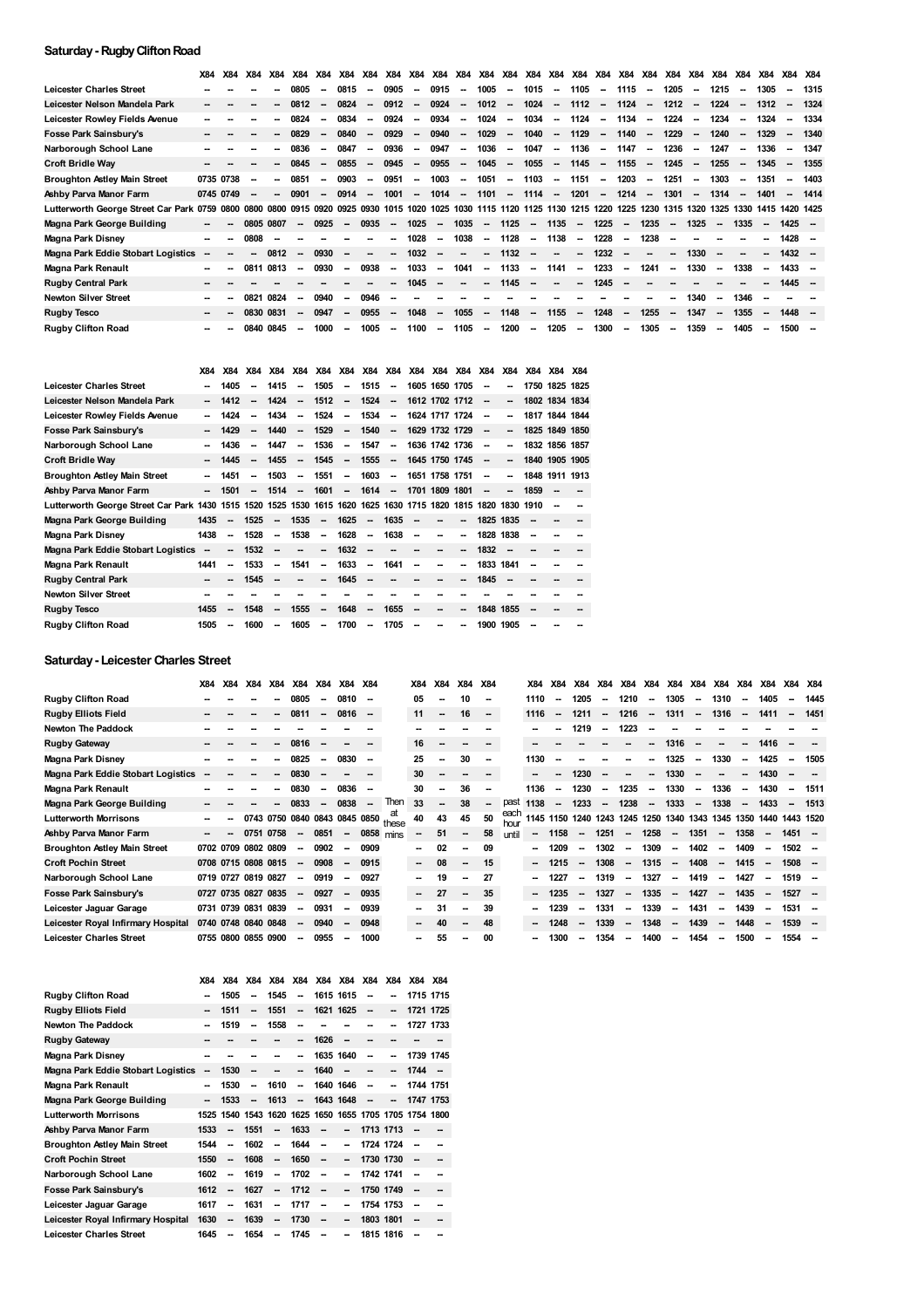## Saturday - Rugby Clifton Road

| | X84 | X84 | X84 | X84 | X84 | X84 | X84 | X84 | X84 | X84 | X84 | X84 | X84 | X84 | X84 | X84 | X84 | X84 | X84 | X84 | X84 | X84 | X84 | X84 | X84 | X84 | X84 |
|---|---|---|---|---|---|---|---|---|---|---|---|---|---|---|---|---|---|---|---|---|---|---|---|---|---|---|---|
| Leicester Charles Street | -- | -- | -- | -- | 0805 | -- | 0815 | -- | 0905 | -- | 0915 | -- | 1005 | -- | 1015 | -- | 1105 | -- | 1115 | -- | 1205 | -- | 1215 | -- | 1305 | -- | 1315 |
| Leicester Nelson Mandela Park | -- | -- | -- | -- | 0812 | -- | 0824 | -- | 0912 | -- | 0924 | -- | 1012 | -- | 1024 | -- | 1112 | -- | 1124 | -- | 1212 | -- | 1224 | -- | 1312 | -- | 1324 |
| Leicester Rowley Fields Avenue | -- | -- | -- | -- | 0824 | -- | 0834 | -- | 0924 | -- | 0934 | -- | 1024 | -- | 1034 | -- | 1124 | -- | 1134 | -- | 1224 | -- | 1234 | -- | 1324 | -- | 1334 |
| Fosse Park Sainsbury's | -- | -- | -- | -- | 0829 | -- | 0840 | -- | 0929 | -- | 0940 | -- | 1029 | -- | 1040 | -- | 1129 | -- | 1140 | -- | 1229 | -- | 1240 | -- | 1329 | -- | 1340 |
| Narborough School Lane | -- | -- | -- | -- | 0836 | -- | 0847 | -- | 0936 | -- | 0947 | -- | 1036 | -- | 1047 | -- | 1136 | -- | 1147 | -- | 1236 | -- | 1247 | -- | 1336 | -- | 1347 |
| Croft Bridle Way | -- | -- | -- | -- | 0845 | -- | 0855 | -- | 0945 | -- | 0955 | -- | 1045 | -- | 1055 | -- | 1145 | -- | 1155 | -- | 1245 | -- | 1255 | -- | 1345 | -- | 1355 |
| Broughton Astley Main Street | 0735 | 0738 | -- | -- | 0851 | -- | 0903 | -- | 0951 | -- | 1003 | -- | 1051 | -- | 1103 | -- | 1151 | -- | 1203 | -- | 1251 | -- | 1303 | -- | 1351 | -- | 1403 |
| Ashby Parva Manor Farm | 0745 | 0749 | -- | -- | 0901 | -- | 0914 | -- | 1001 | -- | 1014 | -- | 1101 | -- | 1114 | -- | 1201 | -- | 1214 | -- | 1301 | -- | 1314 | -- | 1401 | -- | 1414 |
| Lutterworth George Street Car Park | 0759 | 0800 | 0800 | 0800 | 0915 | 0920 | 0925 | 0930 | 1015 | 1020 | 1025 | 1030 | 1115 | 1120 | 1125 | 1130 | 1215 | 1220 | 1225 | 1230 | 1315 | 1320 | 1325 | 1330 | 1415 | 1420 | 1425 |
| Magna Park George Building | -- | -- | 0805 | 0807 | -- | 0925 | -- | 0935 | -- | 1025 | -- | 1035 | -- | 1125 | -- | 1135 | -- | 1225 | -- | 1235 | -- | 1325 | -- | 1335 | -- | 1425 | -- |
| Magna Park Disney | -- | -- | 0808 | -- | -- | -- | -- | -- | -- | 1028 | -- | 1038 | -- | 1128 | -- | 1138 | -- | 1228 | -- | 1238 | -- | -- | -- | -- | -- | 1428 | -- |
| Magna Park Eddie Stobart Logistics | -- | -- | -- | 0812 | -- | 0930 | -- | -- | -- | 1032 | -- | -- | -- | 1132 | -- | -- | -- | 1232 | -- | -- | -- | 1330 | -- | -- | -- | 1432 | -- |
| Magna Park Renault | -- | -- | 0811 | 0813 | -- | 0930 | -- | 0938 | -- | 1033 | -- | 1041 | -- | 1133 | -- | 1141 | -- | 1233 | -- | 1241 | -- | 1330 | -- | 1338 | -- | 1433 | -- |
| Rugby Central Park | -- | -- | -- | -- | -- | -- | -- | -- | -- | 1045 | -- | -- | -- | 1145 | -- | -- | -- | 1245 | -- | -- | -- | -- | -- | -- | -- | 1445 | -- |
| Newton Silver Street | -- | -- | 0821 | 0824 | -- | 0940 | -- | 0946 | -- | -- | -- | -- | -- | -- | -- | -- | -- | -- | -- | -- | -- | 1340 | -- | 1346 | -- | -- | -- |
| Rugby Tesco | -- | -- | 0830 | 0831 | -- | 0947 | -- | 0955 | -- | 1048 | -- | 1055 | -- | 1148 | -- | 1155 | -- | 1248 | -- | 1255 | -- | 1347 | -- | 1355 | -- | 1448 | -- |
| Rugby Clifton Road | -- | -- | 0840 | 0845 | -- | 1000 | -- | 1005 | -- | 1100 | -- | 1105 | -- | 1200 | -- | 1205 | -- | 1300 | -- | 1305 | -- | 1359 | -- | 1405 | -- | 1500 | -- |

| | X84 | X84 | X84 | X84 | X84 | X84 | X84 | X84 | X84 | X84 | X84 | X84 | X84 | X84 | X84 | X84 | X84 |
|---|---|---|---|---|---|---|---|---|---|---|---|---|---|---|---|---|---|
| Leicester Charles Street | -- | 1405 | -- | 1415 | -- | 1505 | -- | 1515 | -- | 1605 | 1650 | 1705 | -- | -- | 1750 | 1825 | 1825 |
| Leicester Nelson Mandela Park | -- | 1412 | -- | 1424 | -- | 1512 | -- | 1524 | -- | 1612 | 1702 | 1712 | -- | -- | 1802 | 1834 | 1834 |
| Leicester Rowley Fields Avenue | -- | 1424 | -- | 1434 | -- | 1524 | -- | 1534 | -- | 1624 | 1717 | 1724 | -- | -- | 1817 | 1844 | 1844 |
| Fosse Park Sainsbury's | -- | 1429 | -- | 1440 | -- | 1529 | -- | 1540 | -- | 1629 | 1732 | 1729 | -- | -- | 1825 | 1849 | 1850 |
| Narborough School Lane | -- | 1436 | -- | 1447 | -- | 1536 | -- | 1547 | -- | 1636 | 1742 | 1736 | -- | -- | 1832 | 1856 | 1857 |
| Croft Bridle Way | -- | 1445 | -- | 1455 | -- | 1545 | -- | 1555 | -- | 1645 | 1750 | 1745 | -- | -- | 1840 | 1905 | 1905 |
| Broughton Astley Main Street | -- | 1451 | -- | 1503 | -- | 1551 | -- | 1603 | -- | 1651 | 1758 | 1751 | -- | -- | 1848 | 1911 | 1913 |
| Ashby Parva Manor Farm | -- | 1501 | -- | 1514 | -- | 1601 | -- | 1614 | -- | 1701 | 1809 | 1801 | -- | -- | 1859 | -- | -- |
| Lutterworth George Street Car Park | 1430 | 1515 | 1520 | 1525 | 1530 | 1615 | 1620 | 1625 | 1630 | 1715 | 1820 | 1815 | 1820 | 1830 | 1910 | -- | -- |
| Magna Park George Building | 1435 | -- | 1525 | -- | 1535 | -- | 1625 | -- | 1635 | -- | -- | -- | 1825 | 1835 | -- | -- | -- |
| Magna Park Disney | 1438 | -- | 1528 | -- | 1538 | -- | 1628 | -- | 1638 | -- | -- | -- | 1828 | 1838 | -- | -- | -- |
| Magna Park Eddie Stobart Logistics | -- | -- | 1532 | -- | -- | -- | 1632 | -- | -- | -- | -- | -- | 1832 | -- | -- | -- | -- |
| Magna Park Renault | 1441 | -- | 1533 | -- | 1541 | -- | 1633 | -- | 1641 | -- | -- | -- | 1833 | 1841 | -- | -- | -- |
| Rugby Central Park | -- | -- | 1545 | -- | -- | -- | 1645 | -- | -- | -- | -- | -- | 1845 | -- | -- | -- | -- |
| Newton Silver Street | -- | -- | -- | -- | -- | -- | -- | -- | -- | -- | -- | -- | -- | -- | -- | -- | -- |
| Rugby Tesco | 1455 | -- | 1548 | -- | 1555 | -- | 1648 | -- | 1655 | -- | -- | -- | 1848 | 1855 | -- | -- | -- |
| Rugby Clifton Road | 1505 | -- | 1600 | -- | 1605 | -- | 1700 | -- | 1705 | -- | -- | -- | 1900 | 1905 | -- | -- | -- |

## Saturday - Leicester Charles Street

| | X84 | X84 | X84 | X84 | X84 | X84 | X84 | X84 | | X84 | X84 | X84 | X84 | | X84 | X84 | X84 | X84 | X84 | X84 | X84 | X84 | X84 | X84 | X84 | X84 | X84 |
|---|---|---|---|---|---|---|---|---|---|---|---|---|---|---|---|---|---|---|---|---|---|---|---|---|---|---|---|
| Rugby Clifton Road | -- | -- | -- | -- | 0805 | -- | 0810 | -- | | 05 | -- | 10 | -- | | 1110 | -- | 1205 | -- | 1210 | -- | 1305 | -- | 1310 | -- | 1405 | -- | 1445 |
| Rugby Elliots Field | -- | -- | -- | -- | 0811 | -- | 0816 | -- | | 11 | -- | 16 | -- | | 1116 | -- | 1211 | -- | 1216 | -- | 1311 | -- | 1316 | -- | 1411 | -- | 1451 |
| Newton The Paddock | -- | -- | -- | -- | -- | -- | -- | -- | | -- | -- | -- | -- | | -- | -- | 1219 | -- | 1223 | -- | -- | -- | -- | -- | -- | -- | -- |
| Rugby Gateway | -- | -- | -- | -- | 0816 | -- | -- | -- | | 16 | -- | -- | -- | | -- | -- | -- | -- | -- | -- | 1316 | -- | -- | -- | 1416 | -- | -- |
| Magna Park Disney | -- | -- | -- | -- | 0825 | -- | 0830 | -- | | 25 | -- | 30 | -- | | 1130 | -- | -- | -- | -- | -- | 1325 | -- | 1330 | -- | 1425 | -- | 1505 |
| Magna Park Eddie Stobart Logistics | -- | -- | -- | -- | 0830 | -- | -- | -- | | 30 | -- | -- | -- | | -- | -- | 1230 | -- | -- | -- | 1330 | -- | -- | -- | 1430 | -- | -- |
| Magna Park Renault | -- | -- | -- | -- | 0830 | -- | 0836 | -- | | 30 | -- | 36 | -- | | 1136 | -- | 1230 | -- | 1235 | -- | 1330 | -- | 1336 | -- | 1430 | -- | 1511 |
| Magna Park George Building | -- | -- | -- | -- | 0833 | -- | 0838 | -- | Then | 33 | -- | 38 | -- | past | 1138 | -- | 1233 | -- | 1238 | -- | 1333 | -- | 1338 | -- | 1433 | -- | 1513 |
| Lutterworth Morrisons | -- | -- | 0743 | 0750 | 0840 | 0843 | 0845 | 0850 | at | 40 | 43 | 45 | 50 | each hour | 1145 | 1150 | 1240 | 1243 | 1245 | 1250 | 1340 | 1343 | 1345 | 1350 | 1440 | 1443 | 1520 |
| Ashby Parva Manor Farm | -- | -- | 0751 | 0758 | -- | 0851 | -- | 0858 | these mins | -- | 51 | -- | 58 | until | -- | 1158 | -- | 1251 | -- | 1258 | -- | 1351 | -- | 1358 | -- | 1451 | -- |
| Broughton Astley Main Street | 0702 | 0709 | 0802 | 0809 | -- | 0902 | -- | 0909 | | -- | 02 | -- | 09 | | -- | 1209 | -- | 1302 | -- | 1309 | -- | 1402 | -- | 1409 | -- | 1502 | -- |
| Croft Pochin Street | 0708 | 0715 | 0808 | 0815 | -- | 0908 | -- | 0915 | | -- | 08 | -- | 15 | | -- | 1215 | -- | 1308 | -- | 1315 | -- | 1408 | -- | 1415 | -- | 1508 | -- |
| Narborough School Lane | 0719 | 0727 | 0819 | 0827 | -- | 0919 | -- | 0927 | | -- | 19 | -- | 27 | | -- | 1227 | -- | 1319 | -- | 1327 | -- | 1419 | -- | 1427 | -- | 1519 | -- |
| Fosse Park Sainsbury's | 0727 | 0735 | 0827 | 0835 | -- | 0927 | -- | 0935 | | -- | 27 | -- | 35 | | -- | 1235 | -- | 1327 | -- | 1335 | -- | 1427 | -- | 1435 | -- | 1527 | -- |
| Leicester Jaguar Garage | 0731 | 0739 | 0831 | 0839 | -- | 0931 | -- | 0939 | | -- | 31 | -- | 39 | | -- | 1239 | -- | 1331 | -- | 1339 | -- | 1431 | -- | 1439 | -- | 1531 | -- |
| Leicester Royal Infirmary Hospital | 0740 | 0748 | 0840 | 0848 | -- | 0940 | -- | 0948 | | -- | 40 | -- | 48 | | -- | 1248 | -- | 1339 | -- | 1348 | -- | 1439 | -- | 1448 | -- | 1539 | -- |
| Leicester Charles Street | 0755 | 0800 | 0855 | 0900 | -- | 0955 | -- | 1000 | | -- | 55 | -- | 00 | | -- | 1300 | -- | 1354 | -- | 1400 | -- | 1454 | -- | 1500 | -- | 1554 | -- |

| | X84 | X84 | X84 | X84 | X84 | X84 | X84 | X84 | X84 | X84 | X84 |
|---|---|---|---|---|---|---|---|---|---|---|---|
| Rugby Clifton Road | -- | 1505 | -- | 1545 | -- | 1615 | 1615 | -- | -- | 1715 | 1715 |
| Rugby Elliots Field | -- | 1511 | -- | 1551 | -- | 1621 | 1625 | -- | -- | 1721 | 1725 |
| Newton The Paddock | -- | 1519 | -- | 1558 | -- | -- | -- | -- | -- | 1727 | 1733 |
| Rugby Gateway | -- | -- | -- | -- | -- | 1626 | -- | -- | -- | -- | -- |
| Magna Park Disney | -- | -- | -- | -- | -- | 1635 | 1640 | -- | -- | 1739 | 1745 |
| Magna Park Eddie Stobart Logistics | -- | 1530 | -- | -- | -- | 1640 | -- | -- | -- | 1744 | -- |
| Magna Park Renault | -- | 1530 | -- | 1610 | -- | 1640 | 1646 | -- | -- | 1744 | 1751 |
| Magna Park George Building | -- | 1533 | -- | 1613 | -- | 1643 | 1648 | -- | -- | 1747 | 1753 |
| Lutterworth Morrisons | 1525 | 1540 | 1543 | 1620 | 1625 | 1650 | 1655 | 1705 | 1705 | 1754 | 1800 |
| Ashby Parva Manor Farm | 1533 | -- | 1551 | -- | 1633 | -- | -- | 1713 | 1713 | -- | -- |
| Broughton Astley Main Street | 1544 | -- | 1602 | -- | 1644 | -- | -- | 1724 | 1724 | -- | -- |
| Croft Pochin Street | 1550 | -- | 1608 | -- | 1650 | -- | -- | 1730 | 1730 | -- | -- |
| Narborough School Lane | 1602 | -- | 1619 | -- | 1702 | -- | -- | 1742 | 1741 | -- | -- |
| Fosse Park Sainsbury's | 1612 | -- | 1627 | -- | 1712 | -- | -- | 1750 | 1749 | -- | -- |
| Leicester Jaguar Garage | 1617 | -- | 1631 | -- | 1717 | -- | -- | 1754 | 1753 | -- | -- |
| Leicester Royal Infirmary Hospital | 1630 | -- | 1639 | -- | 1730 | -- | -- | 1803 | 1801 | -- | -- |
| Leicester Charles Street | 1645 | -- | 1654 | -- | 1745 | -- | -- | 1815 | 1816 | -- | -- |